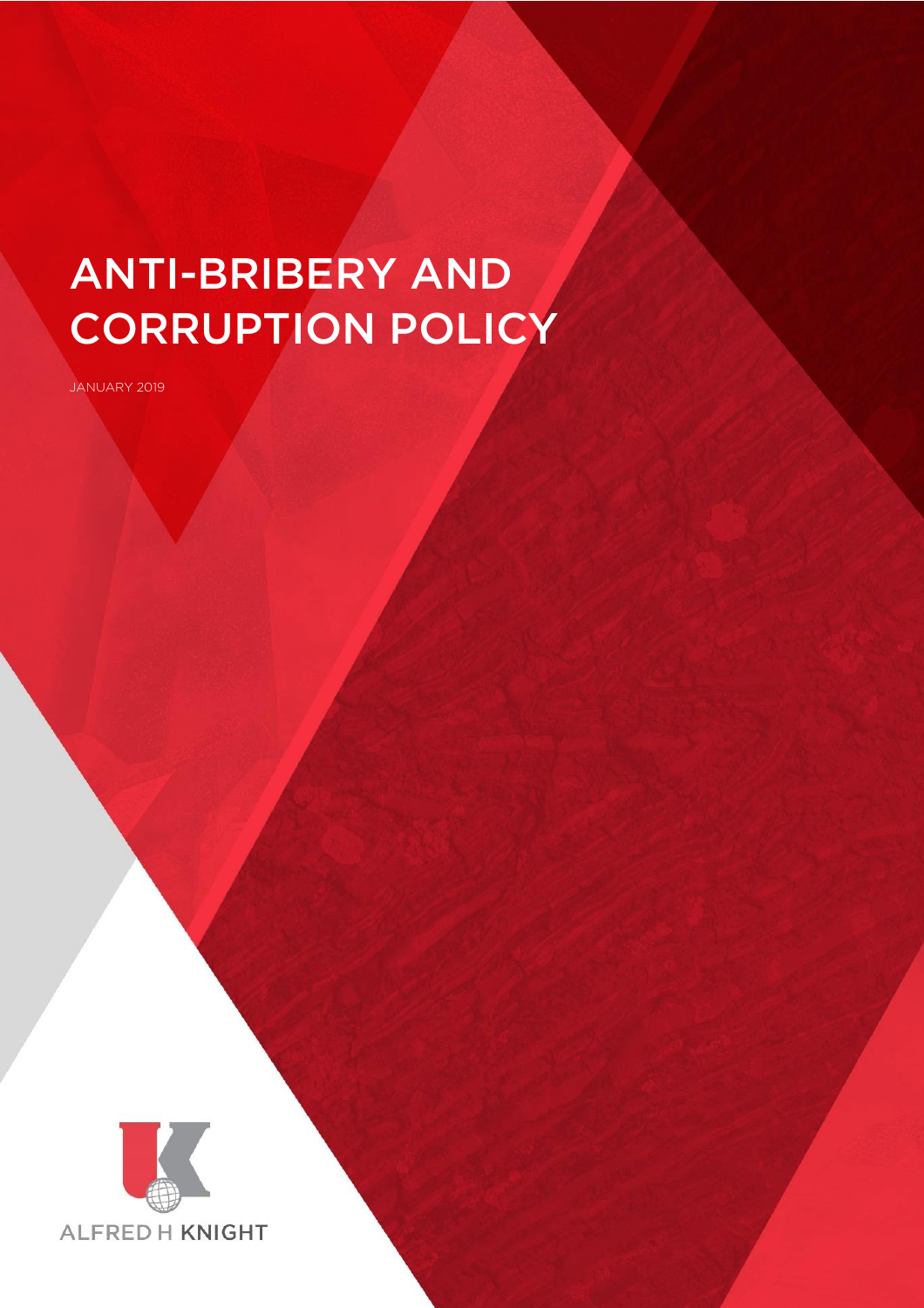# ANTI-BRIBERY AND CORRUPTION POLICY

JANUARY 2019

ALFRED H KNIGHT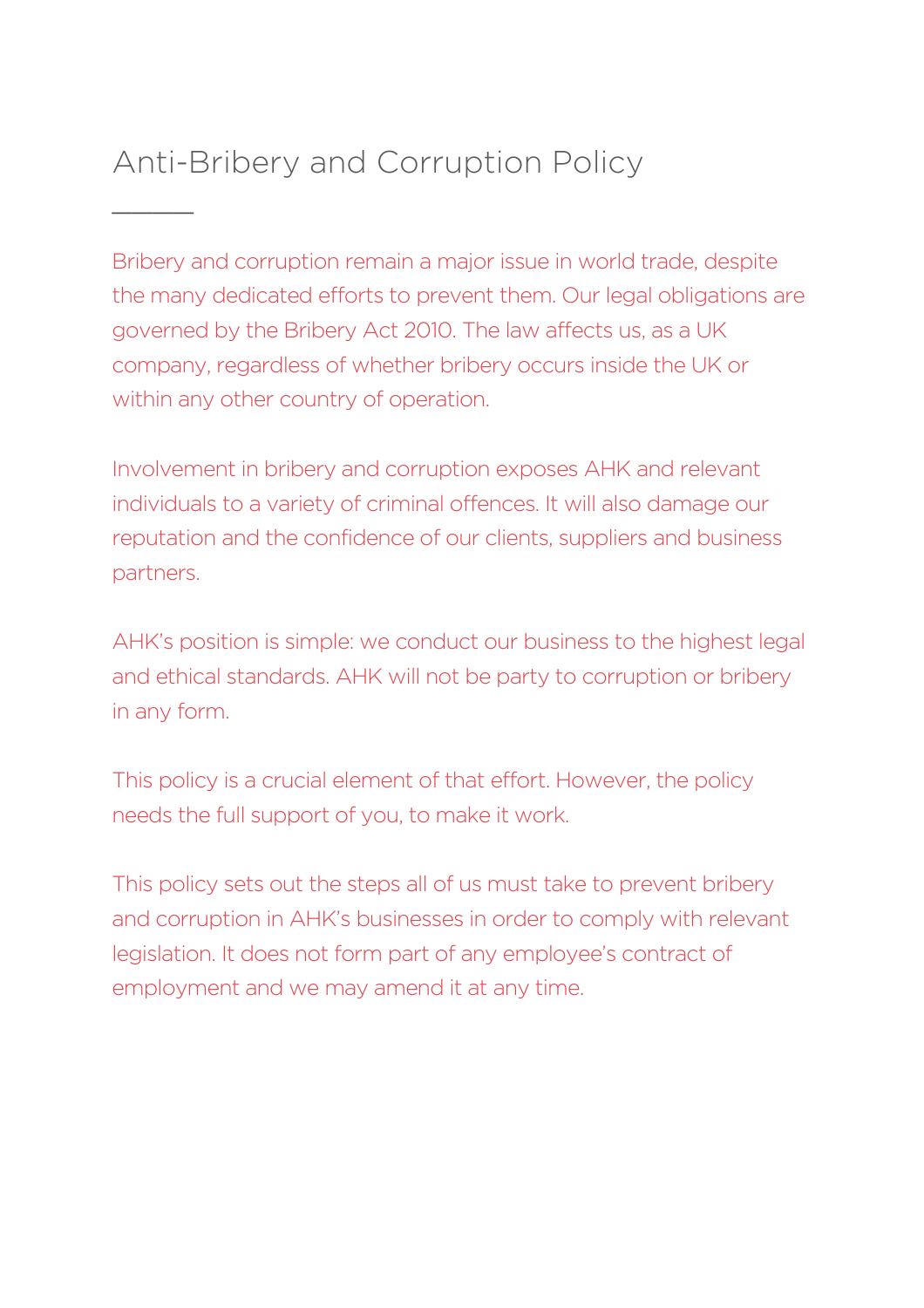# Anti-Bribery and Corruption Policy

Bribery and corruption remain a major issue in world trade, despite the many dedicated efforts to prevent them. Our legal obligations are governed by the Bribery Act 2010. The law affects us, as a UK company, regardless of whether bribery occurs inside the UK or within any other country of operation.

Involvement in bribery and corruption exposes AHK and relevant individuals to a variety of criminal offences. It will also damage our reputation and the confidence of our clients, suppliers and business partners.

AHK's position is simple: we conduct our business to the highest legal and ethical standards. AHK will not be party to corruption or bribery in any form.

This policy is a crucial element of that effort. However, the policy needs the full support of you, to make it work.

This policy sets out the steps all of us must take to prevent bribery and corruption in AHK's businesses in order to comply with relevant legislation. It does not form part of any employee's contract of employment and we may amend it at any time.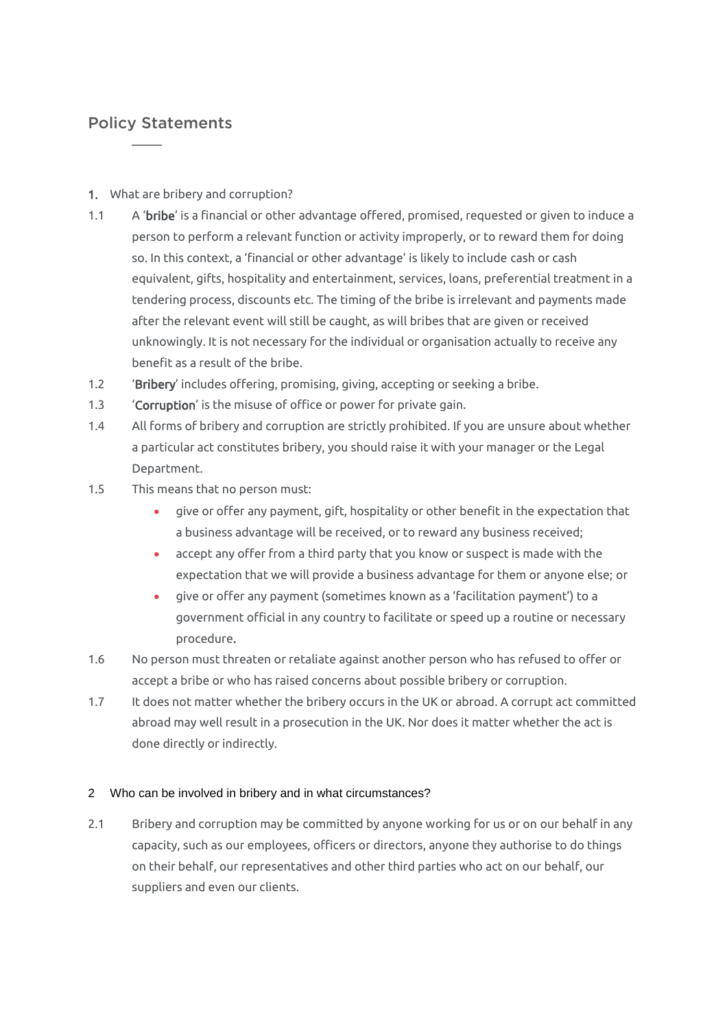## Policy Statements

1. What are bribery and corruption?

1.1 A '**bribe**' is a financial or other advantage offered, promised, requested or given to induce a person to perform a relevant function or activity improperly, or to reward them for doing so. In this context, a 'financial or other advantage' is likely to include cash or cash equivalent, gifts, hospitality and entertainment, services, loans, preferential treatment in a tendering process, discounts etc. The timing of the bribe is irrelevant and payments made after the relevant event will still be caught, as will bribes that are given or received unknowingly. It is not necessary for the individual or organisation actually to receive any benefit as a result of the bribe.

1.2 '**Bribery**' includes offering, promising, giving, accepting or seeking a bribe.

1.3 '**Corruption**' is the misuse of office or power for private gain.

1.4 All forms of bribery and corruption are strictly prohibited. If you are unsure about whether a particular act constitutes bribery, you should raise it with your manager or the Legal Department.

1.5 This means that no person must:

- give or offer any payment, gift, hospitality or other benefit in the expectation that a business advantage will be received, or to reward any business received;
- accept any offer from a third party that you know or suspect is made with the expectation that we will provide a business advantage for them or anyone else; or
- give or offer any payment (sometimes known as a 'facilitation payment') to a government official in any country to facilitate or speed up a routine or necessary procedure.

1.6 No person must threaten or retaliate against another person who has refused to offer or accept a bribe or who has raised concerns about possible bribery or corruption.

1.7 It does not matter whether the bribery occurs in the UK or abroad. A corrupt act committed abroad may well result in a prosecution in the UK. Nor does it matter whether the act is done directly or indirectly.

2 Who can be involved in bribery and in what circumstances?

2.1 Bribery and corruption may be committed by anyone working for us or on our behalf in any capacity, such as our employees, officers or directors, anyone they authorise to do things on their behalf, our representatives and other third parties who act on our behalf, our suppliers and even our clients.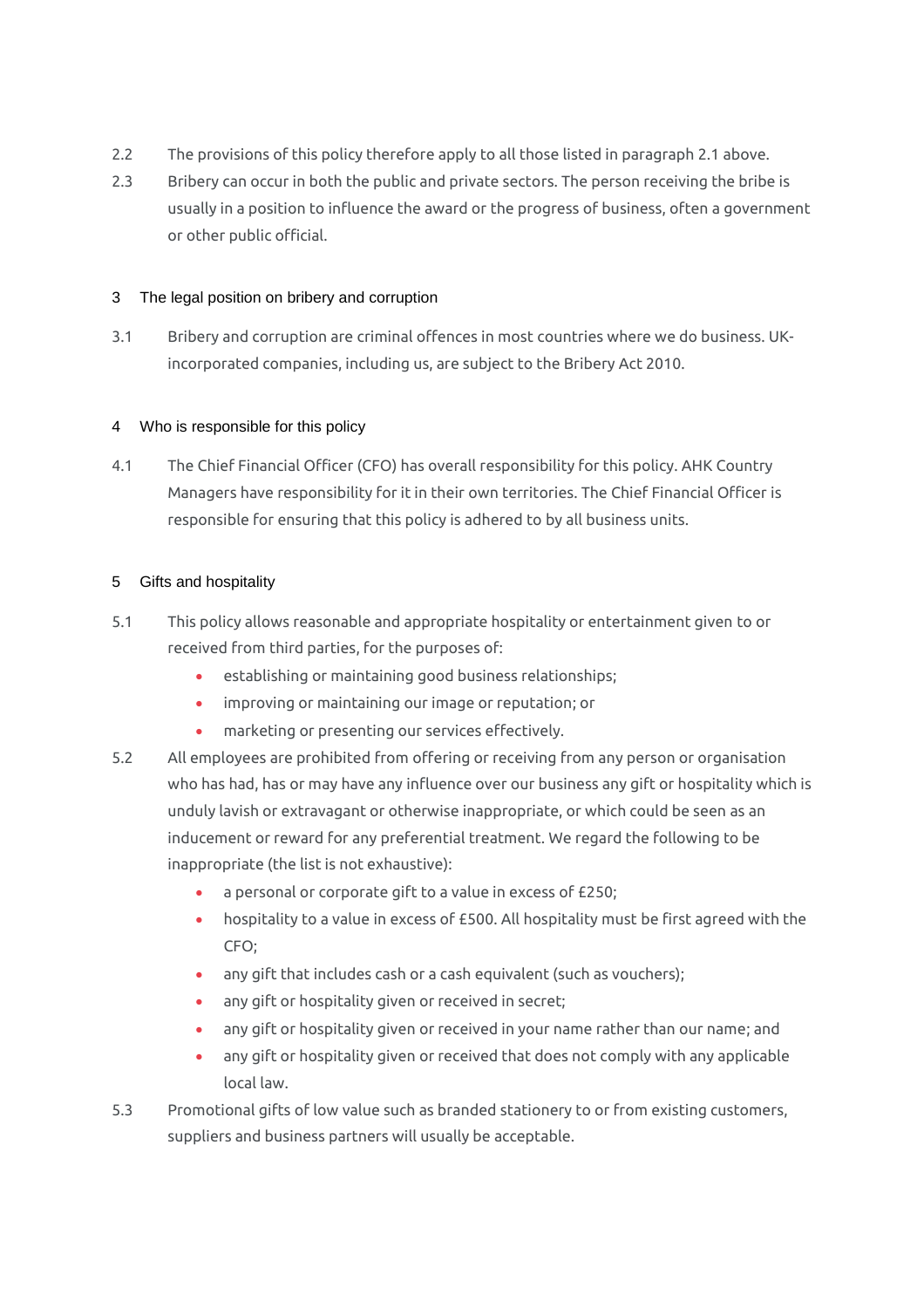2.2 The provisions of this policy therefore apply to all those listed in paragraph 2.1 above.

2.3 Bribery can occur in both the public and private sectors. The person receiving the bribe is usually in a position to influence the award or the progress of business, often a government or other public official.

## 3 The legal position on bribery and corruption

3.1 Bribery and corruption are criminal offences in most countries where we do business. UK-incorporated companies, including us, are subject to the Bribery Act 2010.

## 4 Who is responsible for this policy

4.1 The Chief Financial Officer (CFO) has overall responsibility for this policy. AHK Country Managers have responsibility for it in their own territories. The Chief Financial Officer is responsible for ensuring that this policy is adhered to by all business units.

## 5 Gifts and hospitality

5.1 This policy allows reasonable and appropriate hospitality or entertainment given to or received from third parties, for the purposes of:

- establishing or maintaining good business relationships;
- improving or maintaining our image or reputation; or
- marketing or presenting our services effectively.

5.2 All employees are prohibited from offering or receiving from any person or organisation who has had, has or may have any influence over our business any gift or hospitality which is unduly lavish or extravagant or otherwise inappropriate, or which could be seen as an inducement or reward for any preferential treatment. We regard the following to be inappropriate (the list is not exhaustive):

- a personal or corporate gift to a value in excess of £250;
- hospitality to a value in excess of £500. All hospitality must be first agreed with the CFO;
- any gift that includes cash or a cash equivalent (such as vouchers);
- any gift or hospitality given or received in secret;
- any gift or hospitality given or received in your name rather than our name; and
- any gift or hospitality given or received that does not comply with any applicable local law.

5.3 Promotional gifts of low value such as branded stationery to or from existing customers, suppliers and business partners will usually be acceptable.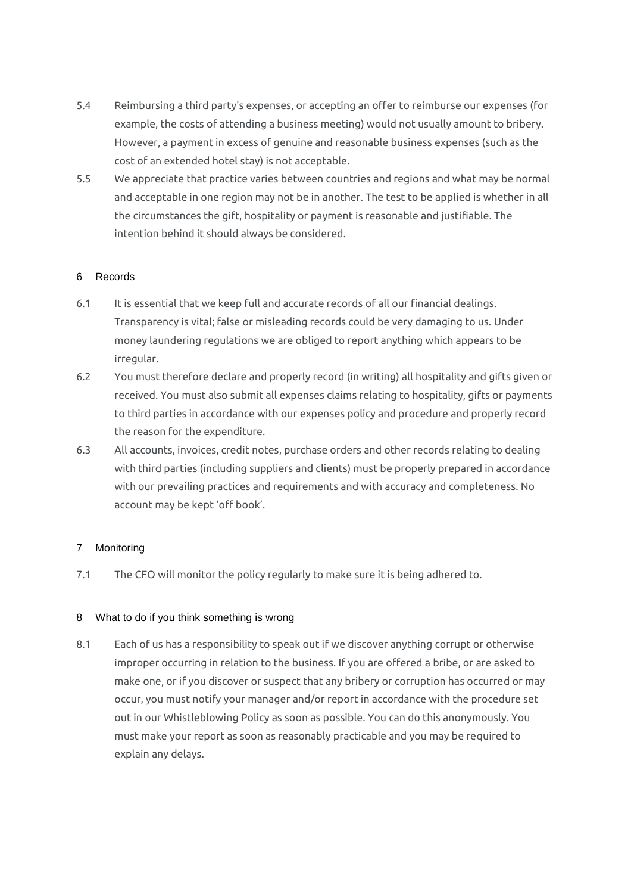5.4 Reimbursing a third party's expenses, or accepting an offer to reimburse our expenses (for example, the costs of attending a business meeting) would not usually amount to bribery. However, a payment in excess of genuine and reasonable business expenses (such as the cost of an extended hotel stay) is not acceptable.

5.5 We appreciate that practice varies between countries and regions and what may be normal and acceptable in one region may not be in another. The test to be applied is whether in all the circumstances the gift, hospitality or payment is reasonable and justifiable. The intention behind it should always be considered.

## 6 Records

6.1 It is essential that we keep full and accurate records of all our financial dealings. Transparency is vital; false or misleading records could be very damaging to us. Under money laundering regulations we are obliged to report anything which appears to be irregular.

6.2 You must therefore declare and properly record (in writing) all hospitality and gifts given or received. You must also submit all expenses claims relating to hospitality, gifts or payments to third parties in accordance with our expenses policy and procedure and properly record the reason for the expenditure.

6.3 All accounts, invoices, credit notes, purchase orders and other records relating to dealing with third parties (including suppliers and clients) must be properly prepared in accordance with our prevailing practices and requirements and with accuracy and completeness. No account may be kept 'off book'.

## 7 Monitoring

7.1 The CFO will monitor the policy regularly to make sure it is being adhered to.

## 8 What to do if you think something is wrong

8.1 Each of us has a responsibility to speak out if we discover anything corrupt or otherwise improper occurring in relation to the business. If you are offered a bribe, or are asked to make one, or if you discover or suspect that any bribery or corruption has occurred or may occur, you must notify your manager and/or report in accordance with the procedure set out in our Whistleblowing Policy as soon as possible. You can do this anonymously. You must make your report as soon as reasonably practicable and you may be required to explain any delays.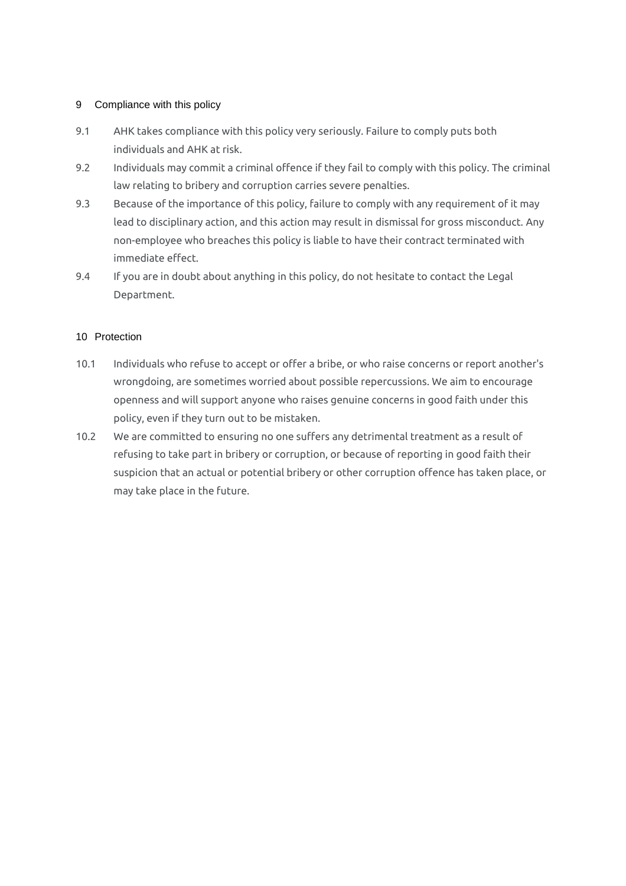## 9 Compliance with this policy

9.1 AHK takes compliance with this policy very seriously. Failure to comply puts both individuals and AHK at risk.

9.2 Individuals may commit a criminal offence if they fail to comply with this policy. The criminal law relating to bribery and corruption carries severe penalties.

9.3 Because of the importance of this policy, failure to comply with any requirement of it may lead to disciplinary action, and this action may result in dismissal for gross misconduct. Any non-employee who breaches this policy is liable to have their contract terminated with immediate effect.

9.4 If you are in doubt about anything in this policy, do not hesitate to contact the Legal Department.

## 10 Protection

10.1 Individuals who refuse to accept or offer a bribe, or who raise concerns or report another's wrongdoing, are sometimes worried about possible repercussions. We aim to encourage openness and will support anyone who raises genuine concerns in good faith under this policy, even if they turn out to be mistaken.

10.2 We are committed to ensuring no one suffers any detrimental treatment as a result of refusing to take part in bribery or corruption, or because of reporting in good faith their suspicion that an actual or potential bribery or other corruption offence has taken place, or may take place in the future.